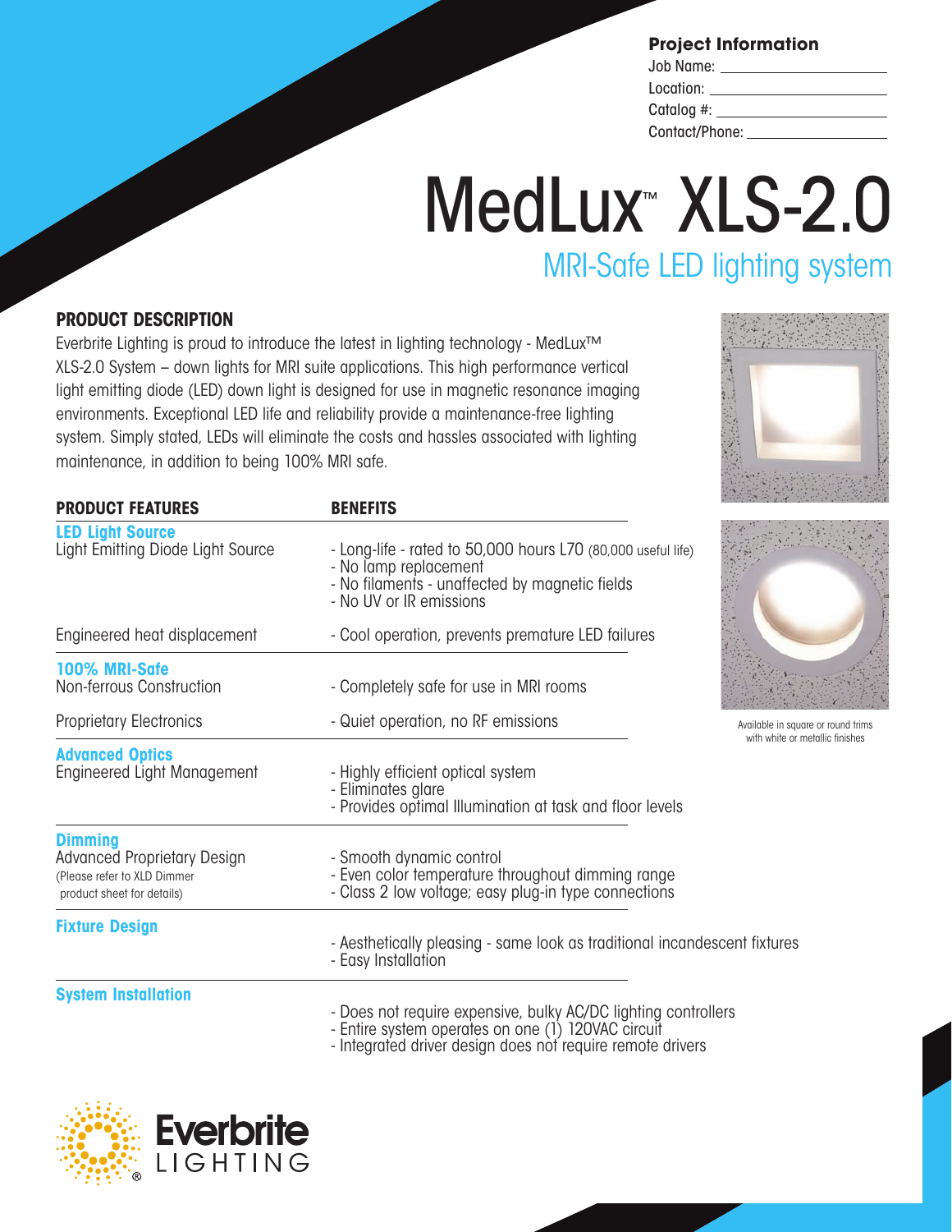**Project Information**

Job Name: ____________________

Location: ____________________

Catalog #: ____________________

Contact/Phone: ____________________

# MedLux™ XLS-2.0

## MRI-Safe LED lighting system

### PRODUCT DESCRIPTION

Everbrite Lighting is proud to introduce the latest in lighting technology - MedLux™ XLS-2.0 System – down lights for MRI suite applications. This high performance vertical light emitting diode (LED) down light is designed for use in magnetic resonance imaging environments. Exceptional LED life and reliability provide a maintenance-free lighting system. Simply stated, LEDs will eliminate the costs and hassles associated with lighting maintenance, in addition to being 100% MRI safe.

| PRODUCT FEATURES | BENEFITS |
| --- | --- |
| **LED Light Source**<br>Light Emitting Diode Light Source | - Long-life - rated to 50,000 hours L70 (80,000 useful life)<br>- No lamp replacement<br>- No filaments - unaffected by magnetic fields<br>- No UV or IR emissions |
| Engineered heat displacement | - Cool operation, prevents premature LED failures |
| **100% MRI-Safe**<br>Non-ferrous Construction | - Completely safe for use in MRI rooms |
| Proprietary Electronics | - Quiet operation, no RF emissions |
| **Advanced Optics**<br>Engineered Light Management | - Highly efficient optical system<br>- Eliminates glare<br>- Provides optimal Illumination at task and floor levels |
| **Dimming**<br>Advanced Proprietary Design<br>(Please refer to XLD Dimmer product sheet for details) | - Smooth dynamic control<br>- Even color temperature throughout dimming range<br>- Class 2 low voltage; easy plug-in type connections |
| **Fixture Design** | - Aesthetically pleasing - same look as traditional incandescent fixtures<br>- Easy Installation |
| **System Installation** | - Does not require expensive, bulky AC/DC lighting controllers<br>- Entire system operates on one (1) 120VAC circuit<br>- Integrated driver design does not require remote drivers |

Available in square or round trims with white or metallic finishes

Everbrite LIGHTING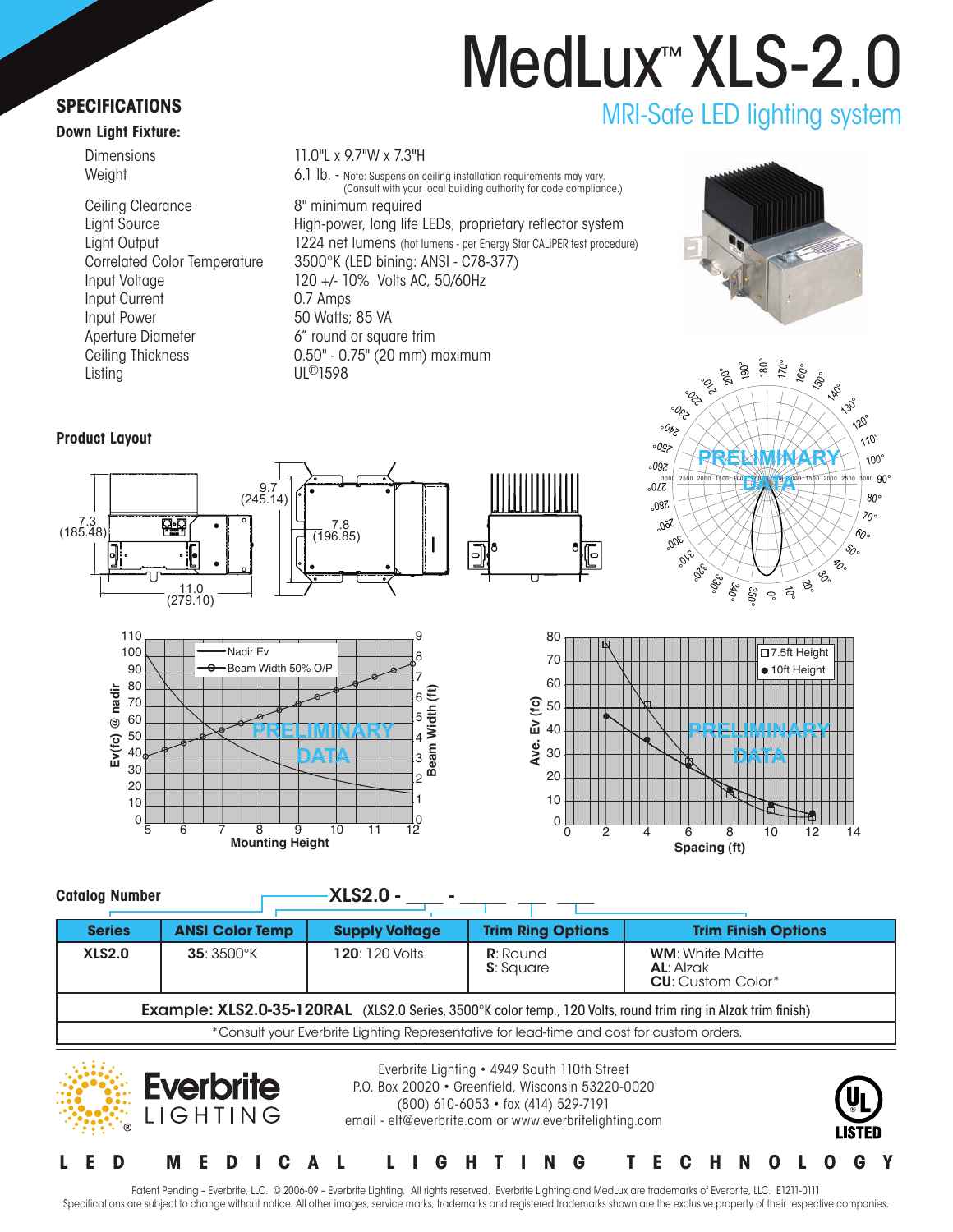# MedLux™ XLS-2.0

## MRI-Safe LED lighting system

## SPECIFICATIONS

### Down Light Fixture:

| | |
|---|---|
| Dimensions | 11.0"L x 9.7"W x 7.3"H |
| Weight | 6.1 lb. - Note: Suspension ceiling installation requirements may vary. (Consult with your local building authority for code compliance.) |
| Ceiling Clearance | 8" minimum required |
| Light Source | High-power, long life LEDs, proprietary reflector system |
| Light Output | 1224 net lumens (hot lumens - per Energy Star CALiPER test procedure) |
| Correlated Color Temperature | 3500°K (LED bining: ANSI - C78-377) |
| Input Voltage | 120 +/- 10% Volts AC, 50/60Hz |
| Input Current | 0.7 Amps |
| Input Power | 50 Watts; 85 VA |
| Aperture Diameter | 6" round or square trim |
| Ceiling Thickness | 0.50" - 0.75" (20 mm) maximum |
| Listing | UL®1598 |

PRELIMINARY DATA

### Product Layout

7.3 (185.48)
11.0 (279.10)
9.7 (245.14)
7.8 (196.85)

Nadir Ev
Beam Width 50% O/P
Ev(fc) @ nadir
Beam Width (ft)
Mounting Height
PRELIMINARY DATA

7.5ft Height
10ft Height
Ave. Ev (fc)
Spacing (ft)
PRELIMINARY DATA

### Catalog Number

**XLS2.0 -** ___ - ___ ___ ___

| Series | ANSI Color Temp | Supply Voltage | Trim Ring Options | Trim Finish Options |
|---|---|---|---|---|
| **XLS2.0** | **35**: 3500°K | **120**: 120 Volts | **R**: Round<br>**S**: Square | **WM**: White Matte<br>**AL**: Alzak<br>**CU**: Custom Color* |

**Example: XLS2.0-35-120RAL** (XLS2.0 Series, 3500°K color temp., 120 Volts, round trim ring in Alzak trim finish)

*Consult your Everbrite Lighting Representative for lead-time and cost for custom orders.

Everbrite LIGHTING

Everbrite Lighting • 4949 South 110th Street
P.O. Box 20020 • Greenfield, Wisconsin 53220-0020
(800) 610-6053 • fax (414) 529-7191
email - elt@everbrite.com or www.everbritelighting.com

UL LISTED

L E D   M E D I C A L   L I G H T I N G   T E C H N O L O G Y

Patent Pending - Everbrite, LLC. © 2006-09 - Everbrite Lighting. All rights reserved. Everbrite Lighting and MedLux are trademarks of Everbrite, LLC. E1211-0111
Specifications are subject to change without notice. All other images, service marks, trademarks and registered trademarks shown are the exclusive property of their respective companies.